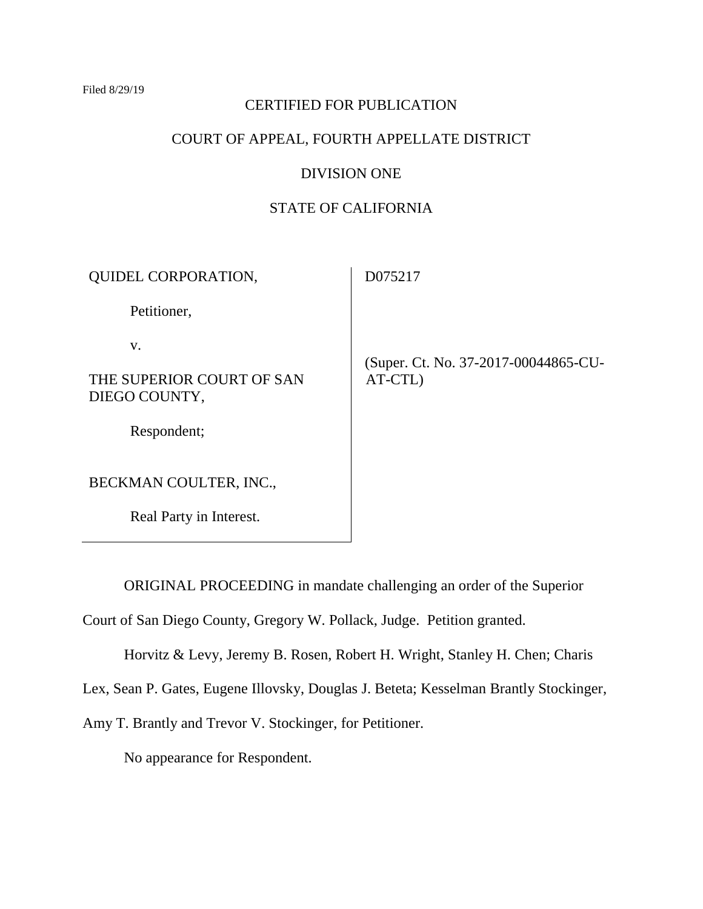Filed 8/29/19

CERTIFIED FOR PUBLICATION

COURT OF APPEAL, FOURTH APPELLATE DISTRICT

DIVISION ONE

STATE OF CALIFORNIA

| | |
|---|---|
| QUIDEL CORPORATION,<br><br>Petitioner,<br><br>v.<br><br>THE SUPERIOR COURT OF SAN DIEGO COUNTY,<br><br>Respondent;<br><br>BECKMAN COULTER, INC.,<br><br>Real Party in Interest. | D075217<br><br>(Super. Ct. No. 37-2017-00044865-CU-AT-CTL) |

ORIGINAL PROCEEDING in mandate challenging an order of the Superior Court of San Diego County, Gregory W. Pollack, Judge. Petition granted.

Horvitz & Levy, Jeremy B. Rosen, Robert H. Wright, Stanley H. Chen; Charis Lex, Sean P. Gates, Eugene Illovsky, Douglas J. Beteta; Kesselman Brantly Stockinger, Amy T. Brantly and Trevor V. Stockinger, for Petitioner.

No appearance for Respondent.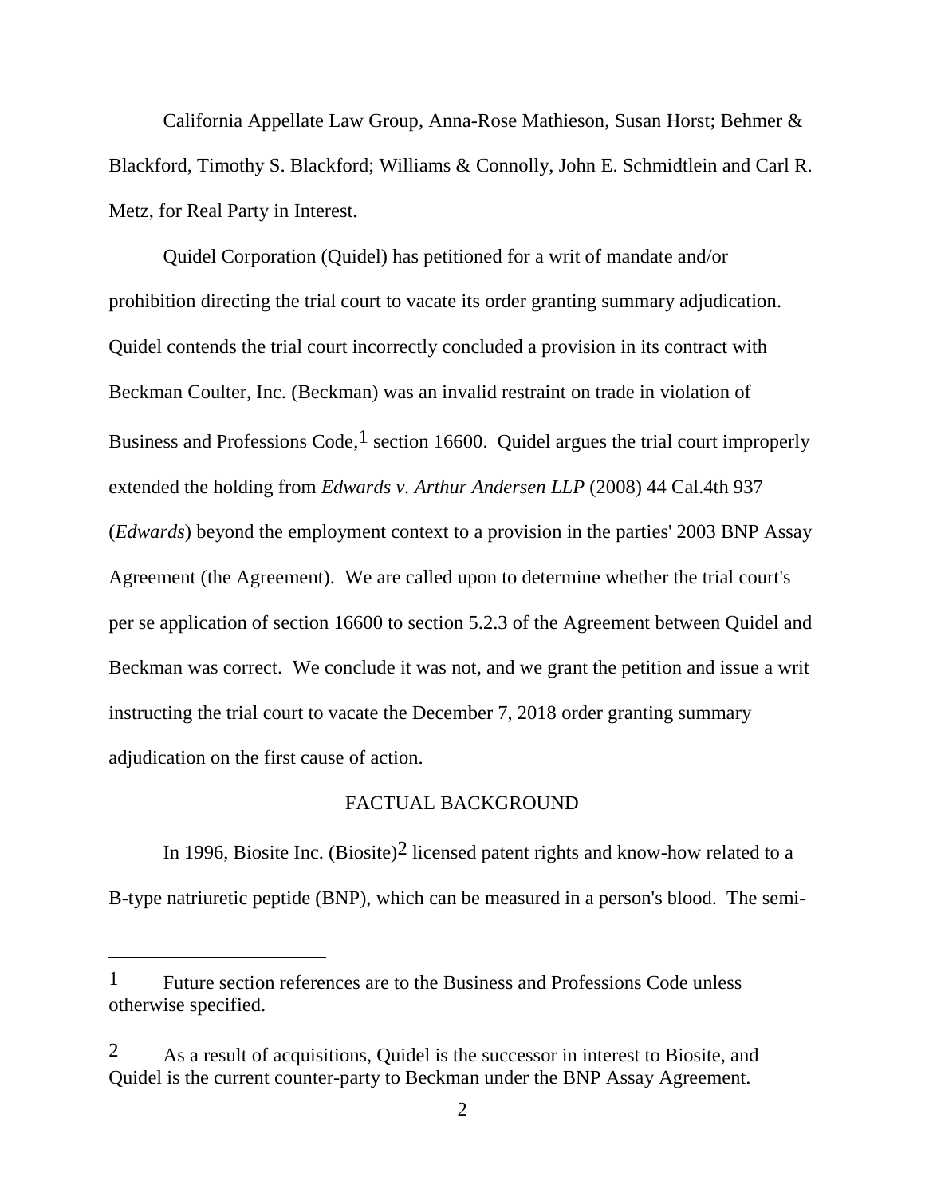California Appellate Law Group, Anna-Rose Mathieson, Susan Horst; Behmer & Blackford, Timothy S. Blackford; Williams & Connolly, John E. Schmidtlein and Carl R. Metz, for Real Party in Interest.

Quidel Corporation (Quidel) has petitioned for a writ of mandate and/or prohibition directing the trial court to vacate its order granting summary adjudication. Quidel contends the trial court incorrectly concluded a provision in its contract with Beckman Coulter, Inc. (Beckman) was an invalid restraint on trade in violation of Business and Professions Code,[1] section 16600. Quidel argues the trial court improperly extended the holding from *Edwards v. Arthur Andersen LLP* (2008) 44 Cal.4th 937 (*Edwards*) beyond the employment context to a provision in the parties' 2003 BNP Assay Agreement (the Agreement). We are called upon to determine whether the trial court's per se application of section 16600 to section 5.2.3 of the Agreement between Quidel and Beckman was correct. We conclude it was not, and we grant the petition and issue a writ instructing the trial court to vacate the December 7, 2018 order granting summary adjudication on the first cause of action.

## FACTUAL BACKGROUND

In 1996, Biosite Inc. (Biosite)[2] licensed patent rights and know-how related to a B-type natriuretic peptide (BNP), which can be measured in a person's blood. The semi-

---

[1] Future section references are to the Business and Professions Code unless otherwise specified.

[2] As a result of acquisitions, Quidel is the successor in interest to Biosite, and Quidel is the current counter-party to Beckman under the BNP Assay Agreement.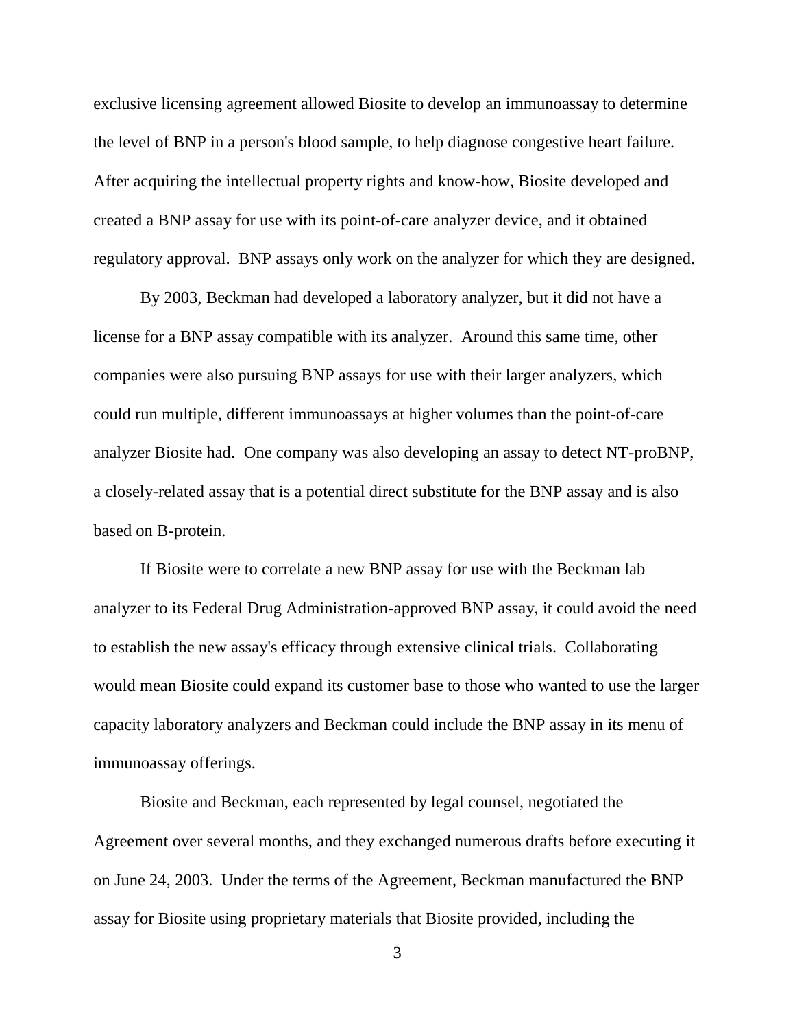exclusive licensing agreement allowed Biosite to develop an immunoassay to determine the level of BNP in a person's blood sample, to help diagnose congestive heart failure. After acquiring the intellectual property rights and know-how, Biosite developed and created a BNP assay for use with its point-of-care analyzer device, and it obtained regulatory approval. BNP assays only work on the analyzer for which they are designed.

By 2003, Beckman had developed a laboratory analyzer, but it did not have a license for a BNP assay compatible with its analyzer. Around this same time, other companies were also pursuing BNP assays for use with their larger analyzers, which could run multiple, different immunoassays at higher volumes than the point-of-care analyzer Biosite had. One company was also developing an assay to detect NT-proBNP, a closely-related assay that is a potential direct substitute for the BNP assay and is also based on B-protein.

If Biosite were to correlate a new BNP assay for use with the Beckman lab analyzer to its Federal Drug Administration-approved BNP assay, it could avoid the need to establish the new assay's efficacy through extensive clinical trials. Collaborating would mean Biosite could expand its customer base to those who wanted to use the larger capacity laboratory analyzers and Beckman could include the BNP assay in its menu of immunoassay offerings.

Biosite and Beckman, each represented by legal counsel, negotiated the Agreement over several months, and they exchanged numerous drafts before executing it on June 24, 2003. Under the terms of the Agreement, Beckman manufactured the BNP assay for Biosite using proprietary materials that Biosite provided, including the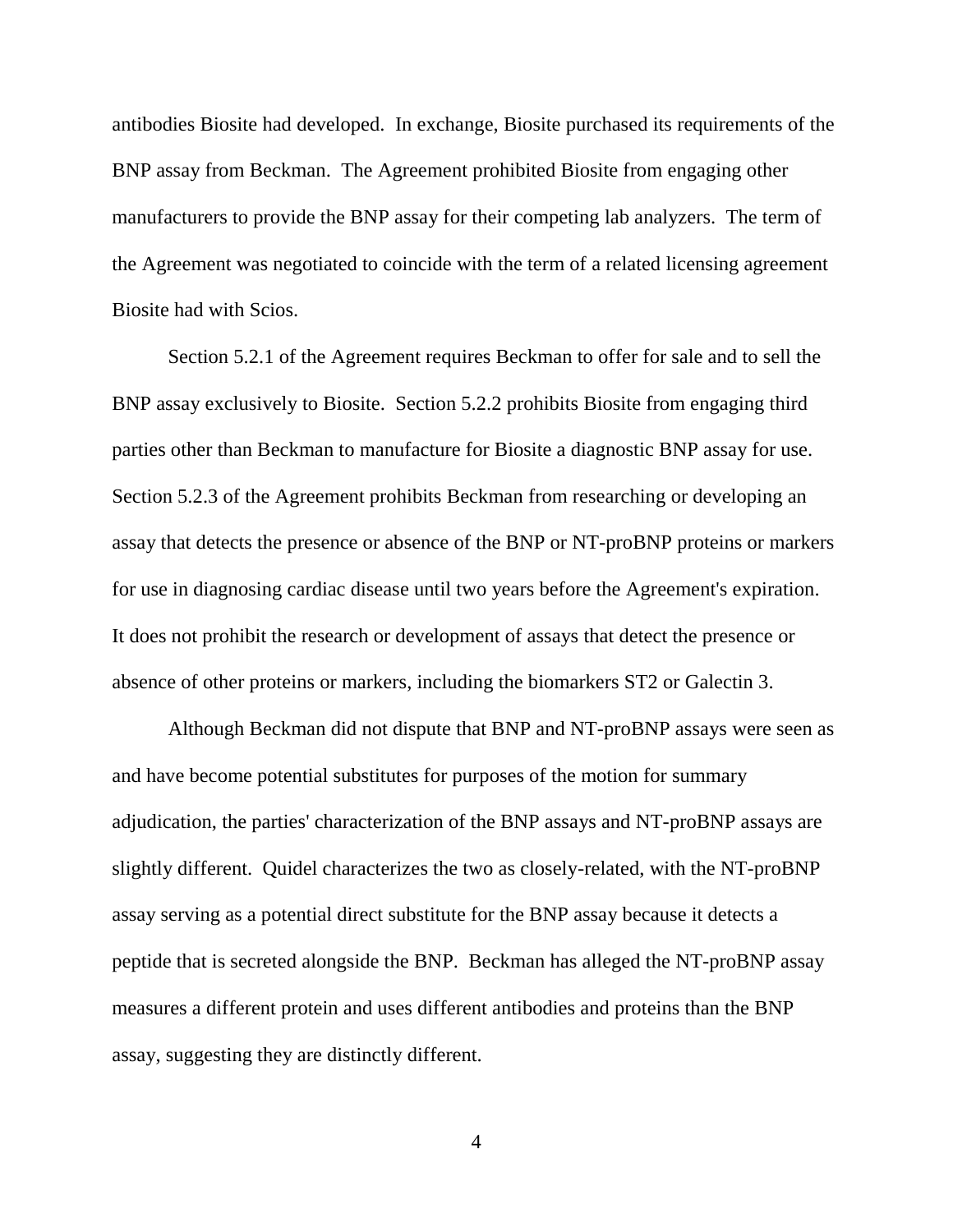antibodies Biosite had developed. In exchange, Biosite purchased its requirements of the BNP assay from Beckman. The Agreement prohibited Biosite from engaging other manufacturers to provide the BNP assay for their competing lab analyzers. The term of the Agreement was negotiated to coincide with the term of a related licensing agreement Biosite had with Scios.

Section 5.2.1 of the Agreement requires Beckman to offer for sale and to sell the BNP assay exclusively to Biosite. Section 5.2.2 prohibits Biosite from engaging third parties other than Beckman to manufacture for Biosite a diagnostic BNP assay for use. Section 5.2.3 of the Agreement prohibits Beckman from researching or developing an assay that detects the presence or absence of the BNP or NT-proBNP proteins or markers for use in diagnosing cardiac disease until two years before the Agreement's expiration. It does not prohibit the research or development of assays that detect the presence or absence of other proteins or markers, including the biomarkers ST2 or Galectin 3.

Although Beckman did not dispute that BNP and NT-proBNP assays were seen as and have become potential substitutes for purposes of the motion for summary adjudication, the parties' characterization of the BNP assays and NT-proBNP assays are slightly different. Quidel characterizes the two as closely-related, with the NT-proBNP assay serving as a potential direct substitute for the BNP assay because it detects a peptide that is secreted alongside the BNP. Beckman has alleged the NT-proBNP assay measures a different protein and uses different antibodies and proteins than the BNP assay, suggesting they are distinctly different.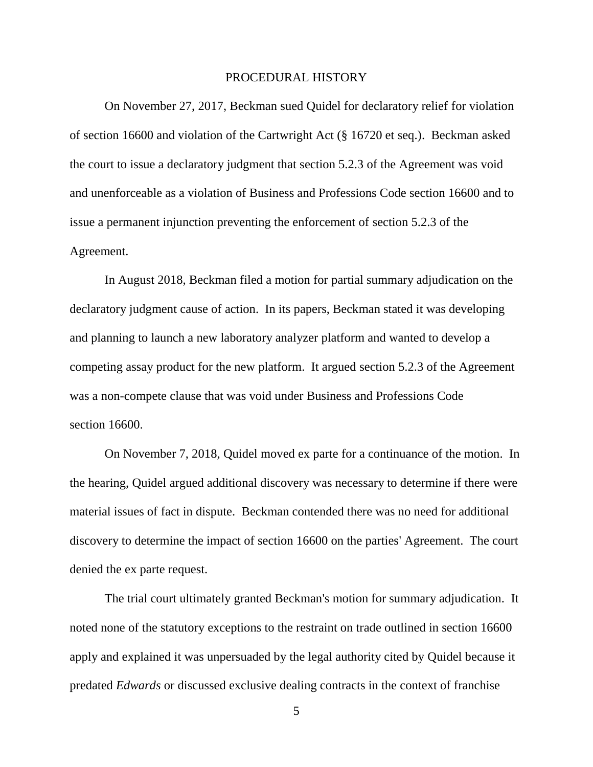## PROCEDURAL HISTORY

On November 27, 2017, Beckman sued Quidel for declaratory relief for violation of section 16600 and violation of the Cartwright Act (§ 16720 et seq.). Beckman asked the court to issue a declaratory judgment that section 5.2.3 of the Agreement was void and unenforceable as a violation of Business and Professions Code section 16600 and to issue a permanent injunction preventing the enforcement of section 5.2.3 of the Agreement.

In August 2018, Beckman filed a motion for partial summary adjudication on the declaratory judgment cause of action. In its papers, Beckman stated it was developing and planning to launch a new laboratory analyzer platform and wanted to develop a competing assay product for the new platform. It argued section 5.2.3 of the Agreement was a non-compete clause that was void under Business and Professions Code section 16600.

On November 7, 2018, Quidel moved ex parte for a continuance of the motion. In the hearing, Quidel argued additional discovery was necessary to determine if there were material issues of fact in dispute. Beckman contended there was no need for additional discovery to determine the impact of section 16600 on the parties' Agreement. The court denied the ex parte request.

The trial court ultimately granted Beckman's motion for summary adjudication. It noted none of the statutory exceptions to the restraint on trade outlined in section 16600 apply and explained it was unpersuaded by the legal authority cited by Quidel because it predated *Edwards* or discussed exclusive dealing contracts in the context of franchise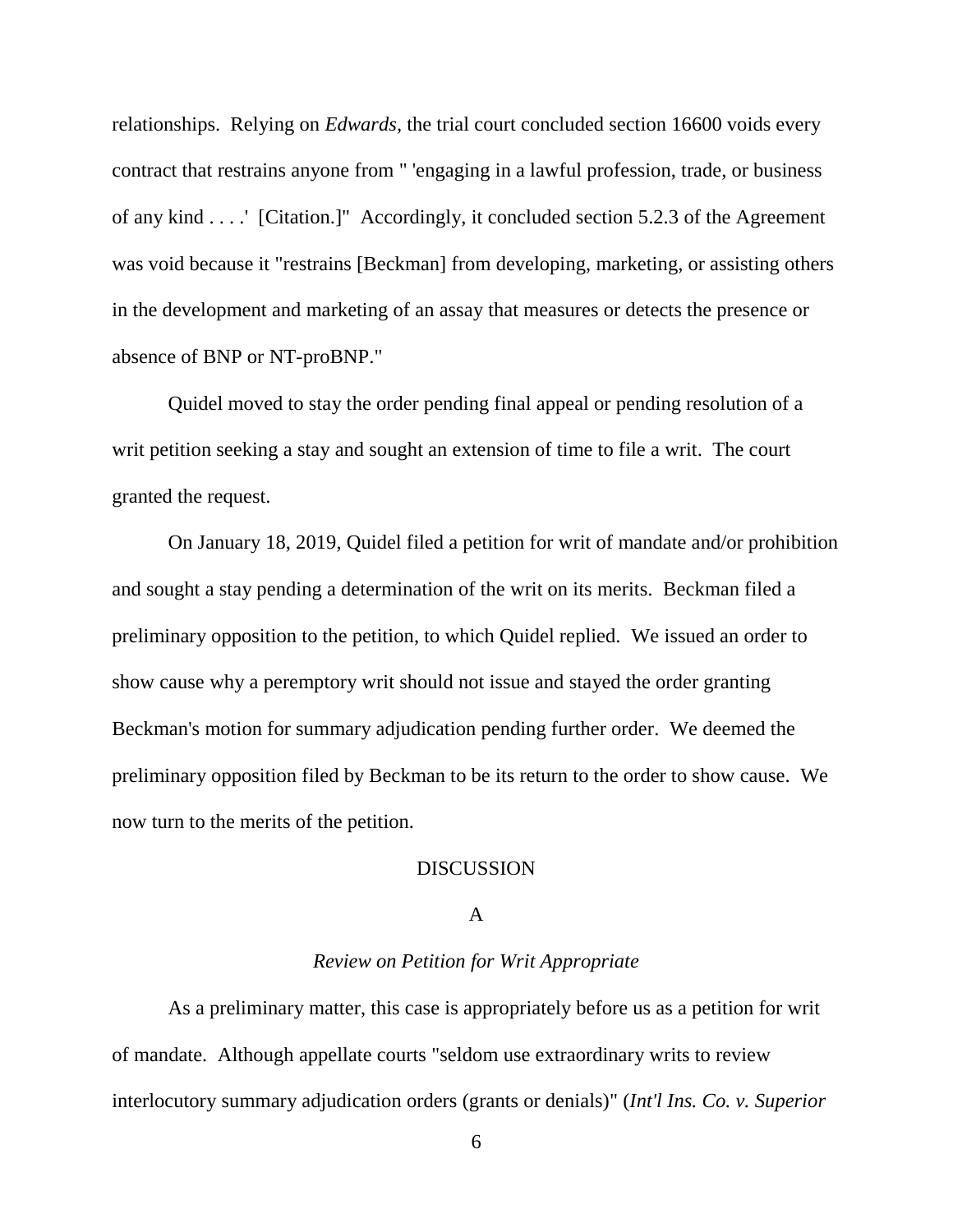relationships. Relying on *Edwards,* the trial court concluded section 16600 voids every contract that restrains anyone from " 'engaging in a lawful profession, trade, or business of any kind . . . .' [Citation.]" Accordingly, it concluded section 5.2.3 of the Agreement was void because it "restrains [Beckman] from developing, marketing, or assisting others in the development and marketing of an assay that measures or detects the presence or absence of BNP or NT-proBNP."

Quidel moved to stay the order pending final appeal or pending resolution of a writ petition seeking a stay and sought an extension of time to file a writ. The court granted the request.

On January 18, 2019, Quidel filed a petition for writ of mandate and/or prohibition and sought a stay pending a determination of the writ on its merits. Beckman filed a preliminary opposition to the petition, to which Quidel replied. We issued an order to show cause why a peremptory writ should not issue and stayed the order granting Beckman's motion for summary adjudication pending further order. We deemed the preliminary opposition filed by Beckman to be its return to the order to show cause. We now turn to the merits of the petition.

## DISCUSSION

### A

### *Review on Petition for Writ Appropriate*

As a preliminary matter, this case is appropriately before us as a petition for writ of mandate. Although appellate courts "seldom use extraordinary writs to review interlocutory summary adjudication orders (grants or denials)" (*Int'l Ins. Co. v. Superior*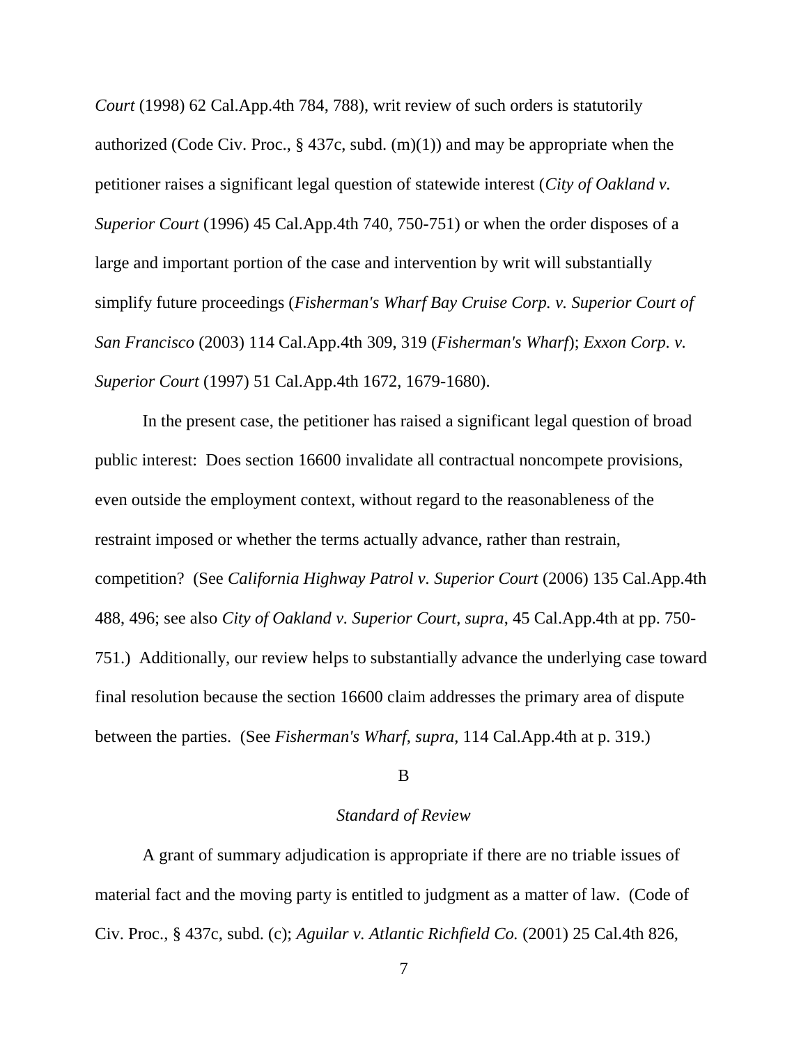*Court* (1998) 62 Cal.App.4th 784, 788), writ review of such orders is statutorily authorized (Code Civ. Proc., § 437c, subd. (m)(1)) and may be appropriate when the petitioner raises a significant legal question of statewide interest (*City of Oakland v. Superior Court* (1996) 45 Cal.App.4th 740, 750-751) or when the order disposes of a large and important portion of the case and intervention by writ will substantially simplify future proceedings (*Fisherman's Wharf Bay Cruise Corp. v. Superior Court of San Francisco* (2003) 114 Cal.App.4th 309, 319 (*Fisherman's Wharf*); *Exxon Corp. v. Superior Court* (1997) 51 Cal.App.4th 1672, 1679-1680).

In the present case, the petitioner has raised a significant legal question of broad public interest: Does section 16600 invalidate all contractual noncompete provisions, even outside the employment context, without regard to the reasonableness of the restraint imposed or whether the terms actually advance, rather than restrain, competition? (See *California Highway Patrol v. Superior Court* (2006) 135 Cal.App.4th 488, 496; see also *City of Oakland v. Superior Court*, *supra*, 45 Cal.App.4th at pp. 750-751.) Additionally, our review helps to substantially advance the underlying case toward final resolution because the section 16600 claim addresses the primary area of dispute between the parties. (See *Fisherman's Wharf*, *supra*, 114 Cal.App.4th at p. 319.)

## B

### *Standard of Review*

A grant of summary adjudication is appropriate if there are no triable issues of material fact and the moving party is entitled to judgment as a matter of law. (Code of Civ. Proc., § 437c, subd. (c); *Aguilar v. Atlantic Richfield Co.* (2001) 25 Cal.4th 826,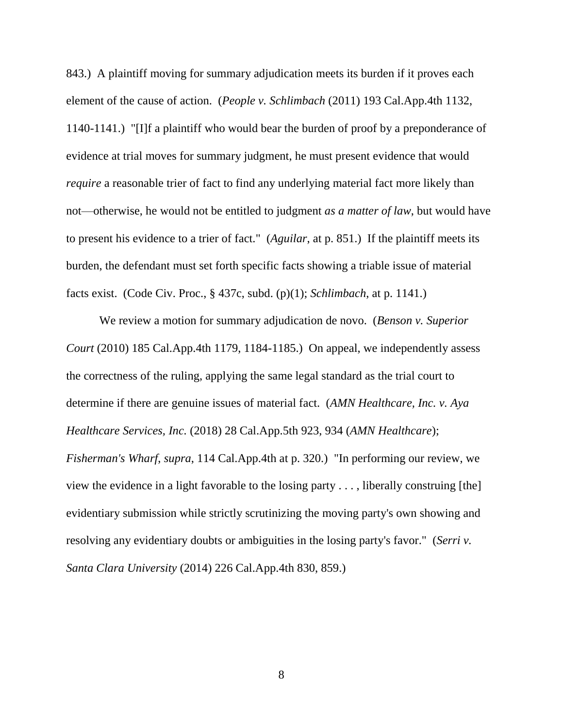843.) A plaintiff moving for summary adjudication meets its burden if it proves each element of the cause of action. (*People v. Schlimbach* (2011) 193 Cal.App.4th 1132, 1140-1141.) "[I]f a plaintiff who would bear the burden of proof by a preponderance of evidence at trial moves for summary judgment, he must present evidence that would *require* a reasonable trier of fact to find any underlying material fact more likely than not—otherwise, he would not be entitled to judgment *as a matter of law*, but would have to present his evidence to a trier of fact." (*Aguilar*, at p. 851.) If the plaintiff meets its burden, the defendant must set forth specific facts showing a triable issue of material facts exist. (Code Civ. Proc., § 437c, subd. (p)(1); *Schlimbach*, at p. 1141.)

We review a motion for summary adjudication de novo. (*Benson v. Superior Court* (2010) 185 Cal.App.4th 1179, 1184-1185.) On appeal, we independently assess the correctness of the ruling, applying the same legal standard as the trial court to determine if there are genuine issues of material fact. (*AMN Healthcare, Inc. v. Aya Healthcare Services, Inc.* (2018) 28 Cal.App.5th 923, 934 (*AMN Healthcare*); *Fisherman's Wharf*, *supra*, 114 Cal.App.4th at p. 320.) "In performing our review, we view the evidence in a light favorable to the losing party . . . , liberally construing [the] evidentiary submission while strictly scrutinizing the moving party's own showing and resolving any evidentiary doubts or ambiguities in the losing party's favor." (*Serri v. Santa Clara University* (2014) 226 Cal.App.4th 830, 859.)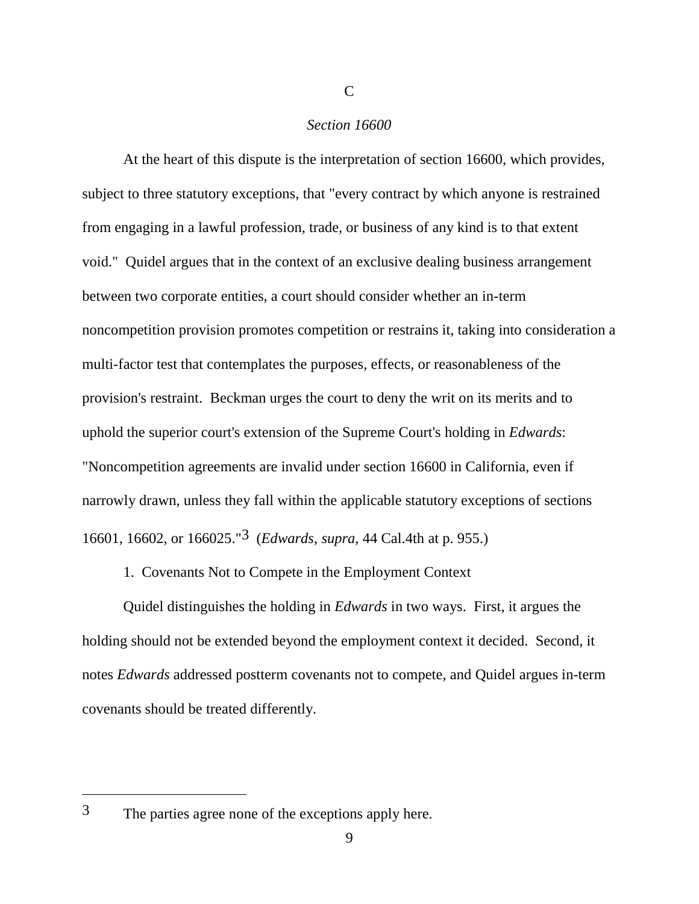### C

### *Section 16600*

At the heart of this dispute is the interpretation of section 16600, which provides, subject to three statutory exceptions, that "every contract by which anyone is restrained from engaging in a lawful profession, trade, or business of any kind is to that extent void." Quidel argues that in the context of an exclusive dealing business arrangement between two corporate entities, a court should consider whether an in-term noncompetition provision promotes competition or restrains it, taking into consideration a multi-factor test that contemplates the purposes, effects, or reasonableness of the provision's restraint. Beckman urges the court to deny the writ on its merits and to uphold the superior court's extension of the Supreme Court's holding in *Edwards*: "Noncompetition agreements are invalid under section 16600 in California, even if narrowly drawn, unless they fall within the applicable statutory exceptions of sections 16601, 16602, or 166025."[3] (*Edwards*, *supra*, 44 Cal.4th at p. 955.)

1. Covenants Not to Compete in the Employment Context

Quidel distinguishes the holding in *Edwards* in two ways. First, it argues the holding should not be extended beyond the employment context it decided. Second, it notes *Edwards* addressed postterm covenants not to compete, and Quidel argues in-term covenants should be treated differently.

---

[3] The parties agree none of the exceptions apply here.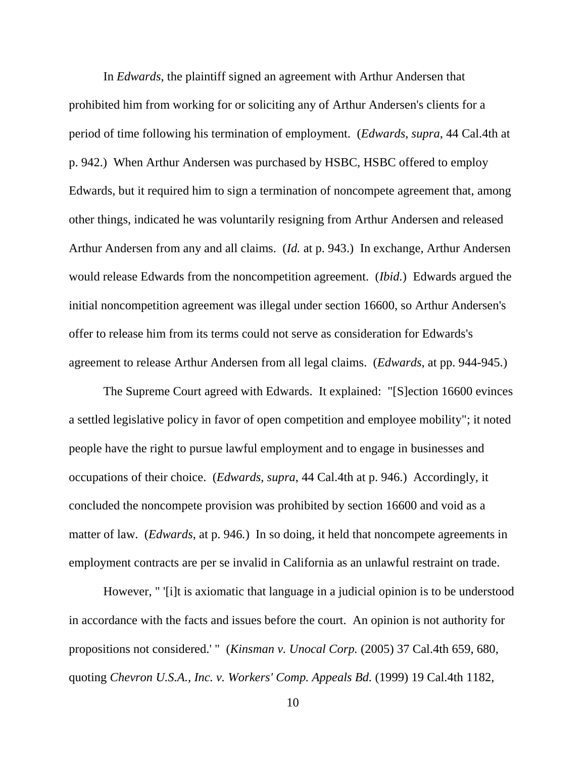In *Edwards*, the plaintiff signed an agreement with Arthur Andersen that prohibited him from working for or soliciting any of Arthur Andersen's clients for a period of time following his termination of employment. (*Edwards*, *supra*, 44 Cal.4th at p. 942.) When Arthur Andersen was purchased by HSBC, HSBC offered to employ Edwards, but it required him to sign a termination of noncompete agreement that, among other things, indicated he was voluntarily resigning from Arthur Andersen and released Arthur Andersen from any and all claims. (*Id.* at p. 943.) In exchange, Arthur Andersen would release Edwards from the noncompetition agreement. (*Ibid.*) Edwards argued the initial noncompetition agreement was illegal under section 16600, so Arthur Andersen's offer to release him from its terms could not serve as consideration for Edwards's agreement to release Arthur Andersen from all legal claims. (*Edwards*, at pp. 944-945.)

The Supreme Court agreed with Edwards. It explained: "[S]ection 16600 evinces a settled legislative policy in favor of open competition and employee mobility"; it noted people have the right to pursue lawful employment and to engage in businesses and occupations of their choice. (*Edwards, supra*, 44 Cal.4th at p. 946.) Accordingly, it concluded the noncompete provision was prohibited by section 16600 and void as a matter of law. (*Edwards*, at p. 946.) In so doing, it held that noncompete agreements in employment contracts are per se invalid in California as an unlawful restraint on trade.

However, " '[i]t is axiomatic that language in a judicial opinion is to be understood in accordance with the facts and issues before the court. An opinion is not authority for propositions not considered.' " (*Kinsman v. Unocal Corp.* (2005) 37 Cal.4th 659, 680, quoting *Chevron U.S.A., Inc. v. Workers' Comp. Appeals Bd.* (1999) 19 Cal.4th 1182,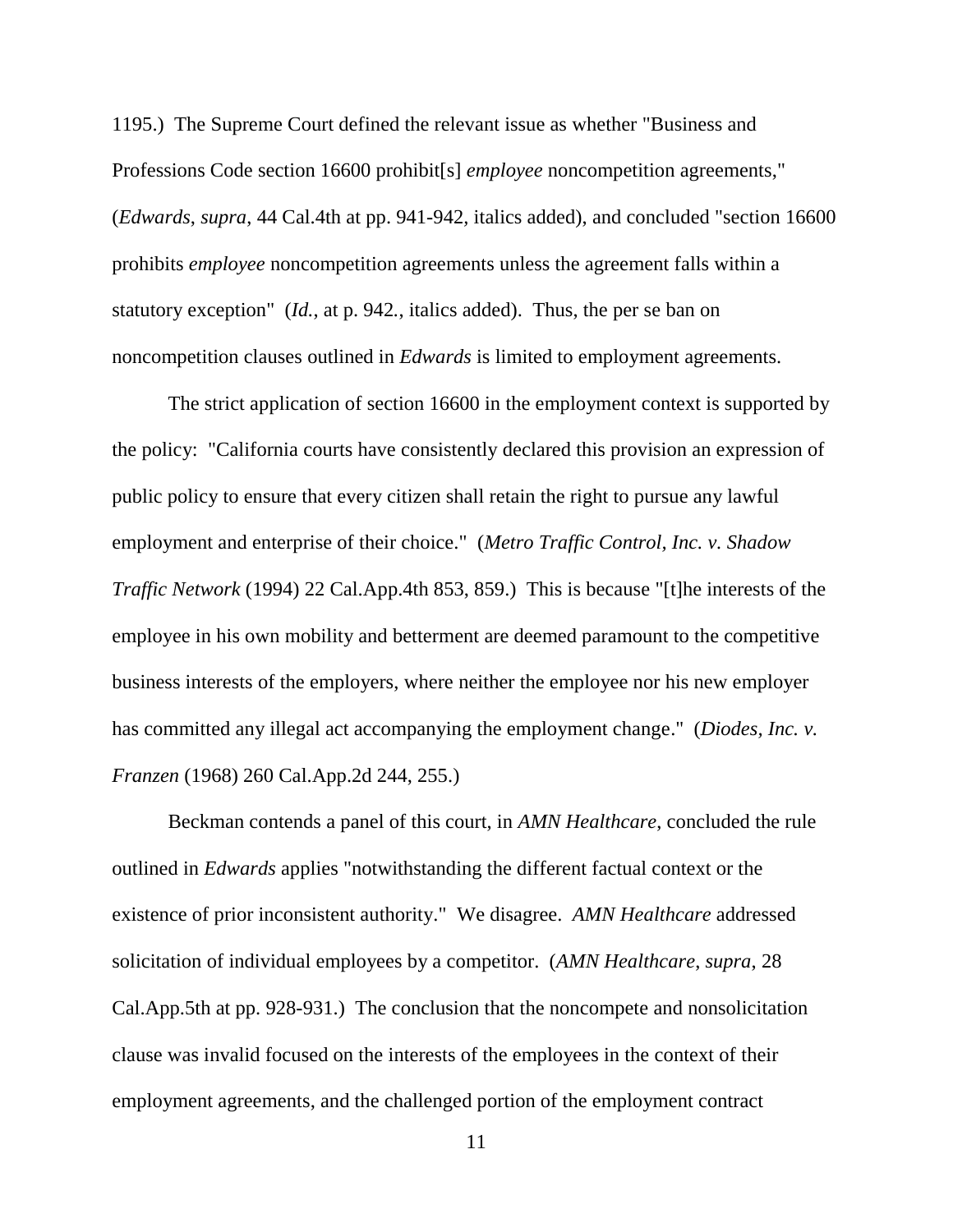1195.) The Supreme Court defined the relevant issue as whether "Business and Professions Code section 16600 prohibit[s] *employee* noncompetition agreements," (*Edwards*, *supra*, 44 Cal.4th at pp. 941-942, italics added), and concluded "section 16600 prohibits *employee* noncompetition agreements unless the agreement falls within a statutory exception" (*Id.*, at p. 942., italics added). Thus, the per se ban on noncompetition clauses outlined in *Edwards* is limited to employment agreements.

The strict application of section 16600 in the employment context is supported by the policy: "California courts have consistently declared this provision an expression of public policy to ensure that every citizen shall retain the right to pursue any lawful employment and enterprise of their choice." (*Metro Traffic Control, Inc. v. Shadow Traffic Network* (1994) 22 Cal.App.4th 853, 859.) This is because "[t]he interests of the employee in his own mobility and betterment are deemed paramount to the competitive business interests of the employers, where neither the employee nor his new employer has committed any illegal act accompanying the employment change." (*Diodes, Inc. v. Franzen* (1968) 260 Cal.App.2d 244, 255.)

Beckman contends a panel of this court, in *AMN Healthcare*, concluded the rule outlined in *Edwards* applies "notwithstanding the different factual context or the existence of prior inconsistent authority." We disagree. *AMN Healthcare* addressed solicitation of individual employees by a competitor. (*AMN Healthcare*, *supra*, 28 Cal.App.5th at pp. 928-931.) The conclusion that the noncompete and nonsolicitation clause was invalid focused on the interests of the employees in the context of their employment agreements, and the challenged portion of the employment contract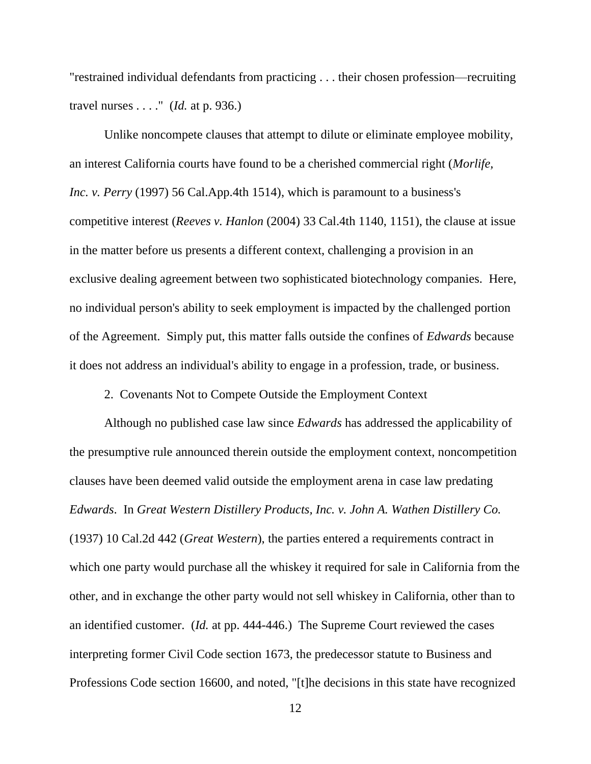"restrained individual defendants from practicing . . . their chosen profession—recruiting travel nurses . . . ." (*Id.* at p. 936.)

Unlike noncompete clauses that attempt to dilute or eliminate employee mobility, an interest California courts have found to be a cherished commercial right (*Morlife, Inc. v. Perry* (1997) 56 Cal.App.4th 1514), which is paramount to a business's competitive interest (*Reeves v. Hanlon* (2004) 33 Cal.4th 1140, 1151), the clause at issue in the matter before us presents a different context, challenging a provision in an exclusive dealing agreement between two sophisticated biotechnology companies. Here, no individual person's ability to seek employment is impacted by the challenged portion of the Agreement. Simply put, this matter falls outside the confines of *Edwards* because it does not address an individual's ability to engage in a profession, trade, or business.

2. Covenants Not to Compete Outside the Employment Context

Although no published case law since *Edwards* has addressed the applicability of the presumptive rule announced therein outside the employment context, noncompetition clauses have been deemed valid outside the employment arena in case law predating *Edwards*. In *Great Western Distillery Products, Inc. v. John A. Wathen Distillery Co.* (1937) 10 Cal.2d 442 (*Great Western*), the parties entered a requirements contract in which one party would purchase all the whiskey it required for sale in California from the other, and in exchange the other party would not sell whiskey in California, other than to an identified customer. (*Id.* at pp. 444-446.) The Supreme Court reviewed the cases interpreting former Civil Code section 1673, the predecessor statute to Business and Professions Code section 16600, and noted, "[t]he decisions in this state have recognized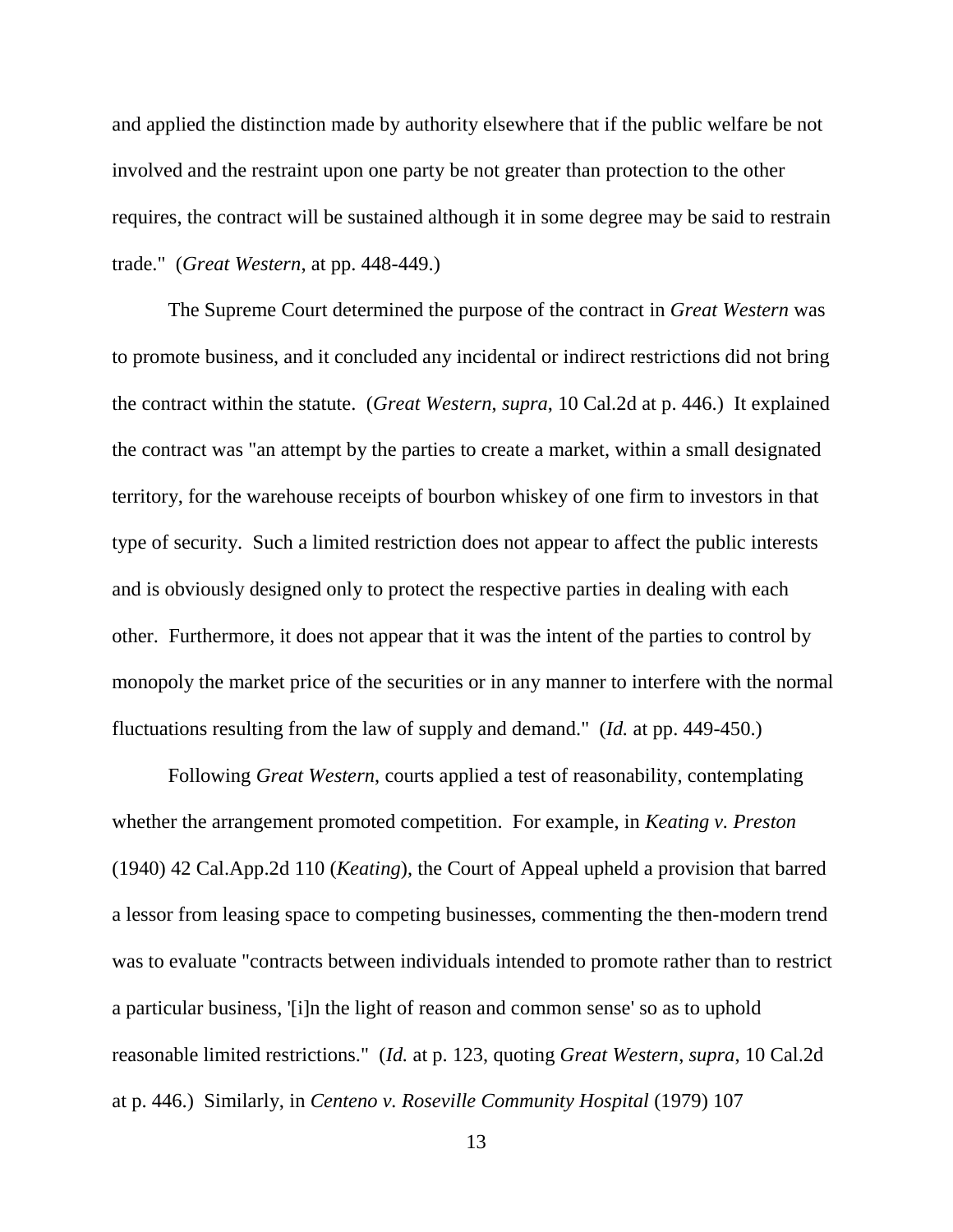and applied the distinction made by authority elsewhere that if the public welfare be not involved and the restraint upon one party be not greater than protection to the other requires, the contract will be sustained although it in some degree may be said to restrain trade."  (*Great Western*, at pp. 448-449.)

The Supreme Court determined the purpose of the contract in *Great Western* was to promote business, and it concluded any incidental or indirect restrictions did not bring the contract within the statute.  (*Great Western*, *supra*, 10 Cal.2d at p. 446.)  It explained the contract was "an attempt by the parties to create a market, within a small designated territory, for the warehouse receipts of bourbon whiskey of one firm to investors in that type of security.  Such a limited restriction does not appear to affect the public interests and is obviously designed only to protect the respective parties in dealing with each other.  Furthermore, it does not appear that it was the intent of the parties to control by monopoly the market price of the securities or in any manner to interfere with the normal fluctuations resulting from the law of supply and demand."  (*Id.* at pp. 449-450.)

Following *Great Western*, courts applied a test of reasonability, contemplating whether the arrangement promoted competition.  For example, in *Keating v. Preston* (1940) 42 Cal.App.2d 110 (*Keating*), the Court of Appeal upheld a provision that barred a lessor from leasing space to competing businesses, commenting the then-modern trend was to evaluate "contracts between individuals intended to promote rather than to restrict a particular business, '[i]n the light of reason and common sense' so as to uphold reasonable limited restrictions."  (*Id.* at p. 123, quoting *Great Western*, *supra*, 10 Cal.2d at p. 446.)  Similarly, in *Centeno v. Roseville Community Hospital* (1979) 107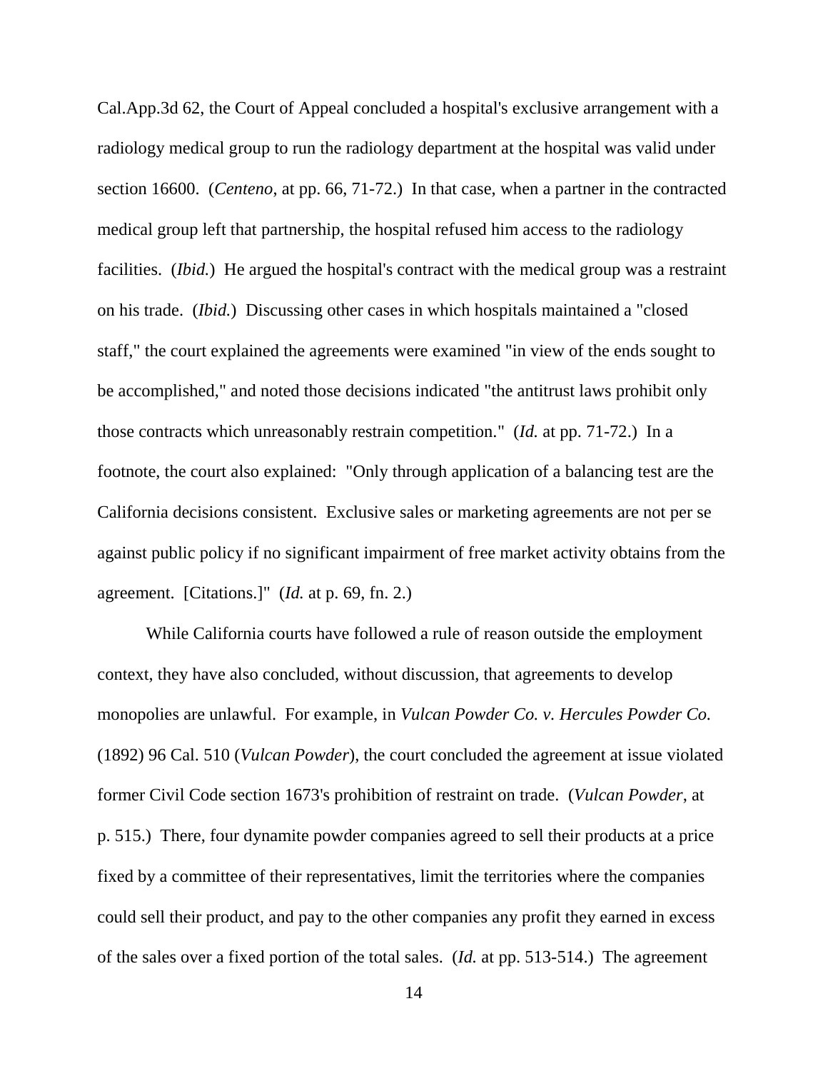Cal.App.3d 62, the Court of Appeal concluded a hospital's exclusive arrangement with a radiology medical group to run the radiology department at the hospital was valid under section 16600. (*Centeno*, at pp. 66, 71-72.) In that case, when a partner in the contracted medical group left that partnership, the hospital refused him access to the radiology facilities. (*Ibid.*) He argued the hospital's contract with the medical group was a restraint on his trade. (*Ibid.*) Discussing other cases in which hospitals maintained a "closed staff," the court explained the agreements were examined "in view of the ends sought to be accomplished," and noted those decisions indicated "the antitrust laws prohibit only those contracts which unreasonably restrain competition." (*Id.* at pp. 71-72.) In a footnote, the court also explained: "Only through application of a balancing test are the California decisions consistent. Exclusive sales or marketing agreements are not per se against public policy if no significant impairment of free market activity obtains from the agreement. [Citations.]" (*Id.* at p. 69, fn. 2.)

While California courts have followed a rule of reason outside the employment context, they have also concluded, without discussion, that agreements to develop monopolies are unlawful. For example, in *Vulcan Powder Co. v. Hercules Powder Co.* (1892) 96 Cal. 510 (*Vulcan Powder*), the court concluded the agreement at issue violated former Civil Code section 1673's prohibition of restraint on trade. (*Vulcan Powder*, at p. 515.) There, four dynamite powder companies agreed to sell their products at a price fixed by a committee of their representatives, limit the territories where the companies could sell their product, and pay to the other companies any profit they earned in excess of the sales over a fixed portion of the total sales. (*Id.* at pp. 513-514.) The agreement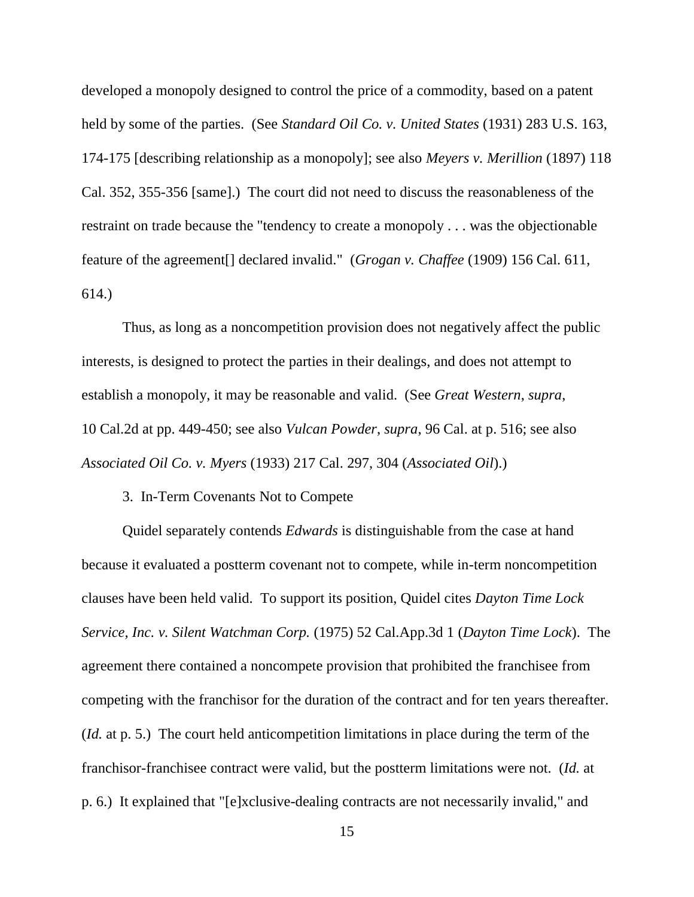developed a monopoly designed to control the price of a commodity, based on a patent held by some of the parties. (See *Standard Oil Co. v. United States* (1931) 283 U.S. 163, 174-175 [describing relationship as a monopoly]; see also *Meyers v. Merillion* (1897) 118 Cal. 352, 355-356 [same].) The court did not need to discuss the reasonableness of the restraint on trade because the "tendency to create a monopoly . . . was the objectionable feature of the agreement[] declared invalid." (*Grogan v. Chaffee* (1909) 156 Cal. 611, 614.)

Thus, as long as a noncompetition provision does not negatively affect the public interests, is designed to protect the parties in their dealings, and does not attempt to establish a monopoly, it may be reasonable and valid. (See *Great Western*, *supra*, 10 Cal.2d at pp. 449-450; see also *Vulcan Powder*, *supra*, 96 Cal. at p. 516; see also *Associated Oil Co. v. Myers* (1933) 217 Cal. 297, 304 (*Associated Oil*).)

3. In-Term Covenants Not to Compete

Quidel separately contends *Edwards* is distinguishable from the case at hand because it evaluated a postterm covenant not to compete, while in-term noncompetition clauses have been held valid. To support its position, Quidel cites *Dayton Time Lock Service, Inc. v. Silent Watchman Corp.* (1975) 52 Cal.App.3d 1 (*Dayton Time Lock*). The agreement there contained a noncompete provision that prohibited the franchisee from competing with the franchisor for the duration of the contract and for ten years thereafter. (*Id.* at p. 5.) The court held anticompetition limitations in place during the term of the franchisor-franchisee contract were valid, but the postterm limitations were not. (*Id.* at p. 6.) It explained that "[e]xclusive-dealing contracts are not necessarily invalid," and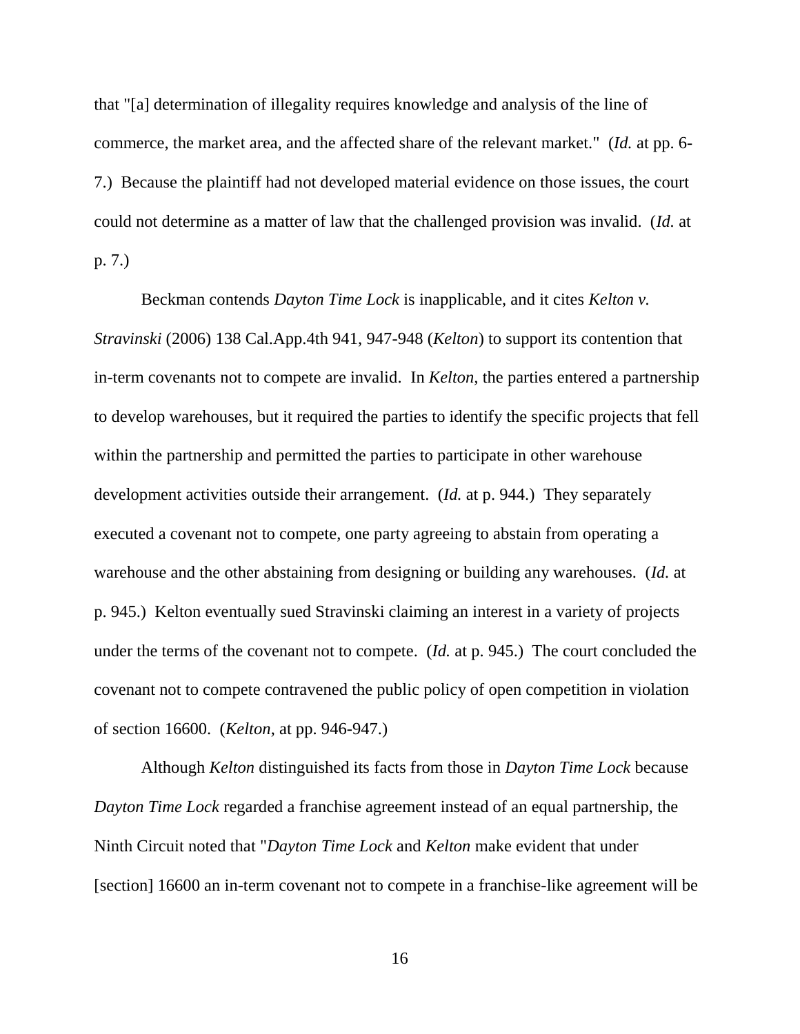that "[a] determination of illegality requires knowledge and analysis of the line of commerce, the market area, and the affected share of the relevant market." (*Id.* at pp. 6-7.) Because the plaintiff had not developed material evidence on those issues, the court could not determine as a matter of law that the challenged provision was invalid. (*Id.* at p. 7.)

Beckman contends *Dayton Time Lock* is inapplicable, and it cites *Kelton v. Stravinski* (2006) 138 Cal.App.4th 941, 947-948 (*Kelton*) to support its contention that in-term covenants not to compete are invalid. In *Kelton*, the parties entered a partnership to develop warehouses, but it required the parties to identify the specific projects that fell within the partnership and permitted the parties to participate in other warehouse development activities outside their arrangement. (*Id.* at p. 944.) They separately executed a covenant not to compete, one party agreeing to abstain from operating a warehouse and the other abstaining from designing or building any warehouses. (*Id.* at p. 945.) Kelton eventually sued Stravinski claiming an interest in a variety of projects under the terms of the covenant not to compete. (*Id.* at p. 945.) The court concluded the covenant not to compete contravened the public policy of open competition in violation of section 16600. (*Kelton*, at pp. 946-947.)

Although *Kelton* distinguished its facts from those in *Dayton Time Lock* because *Dayton Time Lock* regarded a franchise agreement instead of an equal partnership, the Ninth Circuit noted that "*Dayton Time Lock* and *Kelton* make evident that under [section] 16600 an in-term covenant not to compete in a franchise-like agreement will be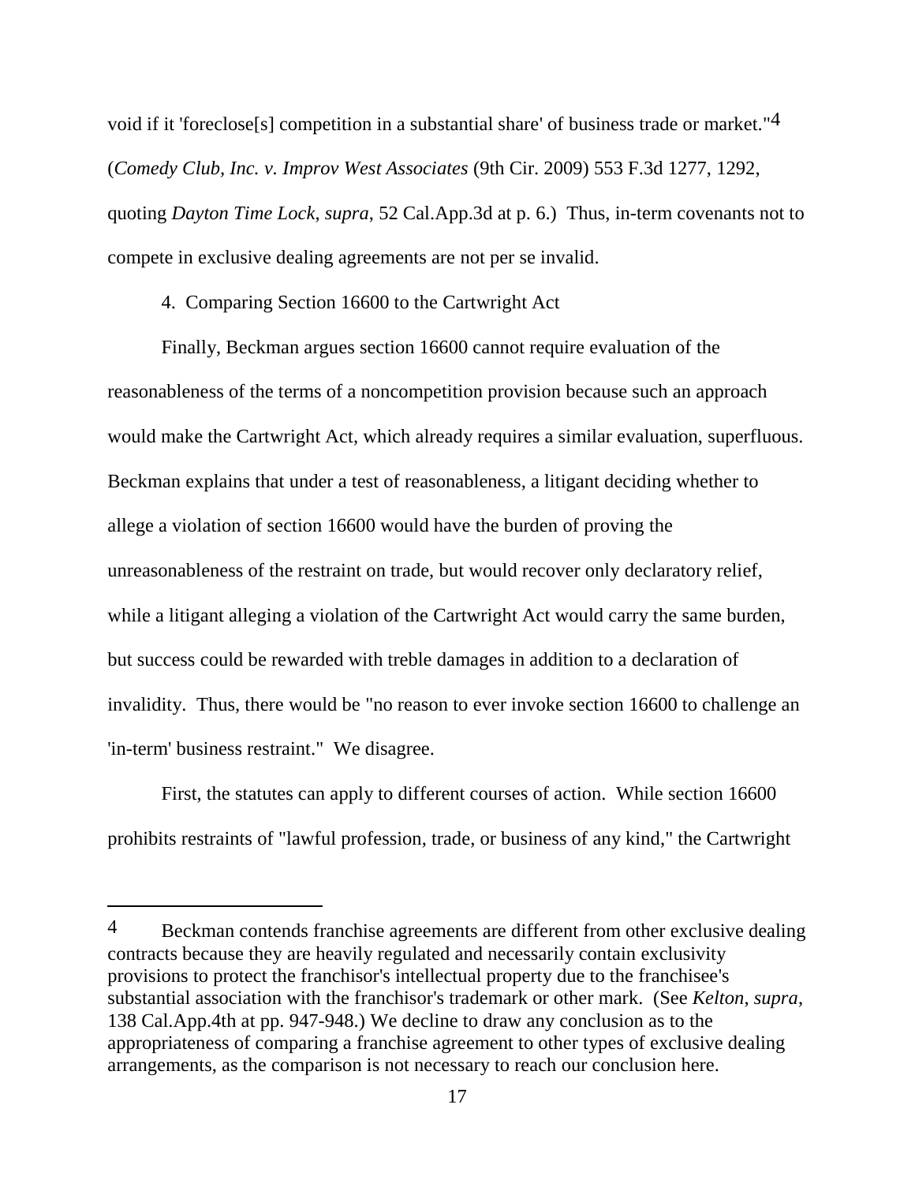void if it 'foreclose[s] competition in a substantial share' of business trade or market."[4] (*Comedy Club, Inc. v. Improv West Associates* (9th Cir. 2009) 553 F.3d 1277, 1292, quoting *Dayton Time Lock, supra*, 52 Cal.App.3d at p. 6.) Thus, in-term covenants not to compete in exclusive dealing agreements are not per se invalid.

4. Comparing Section 16600 to the Cartwright Act

Finally, Beckman argues section 16600 cannot require evaluation of the reasonableness of the terms of a noncompetition provision because such an approach would make the Cartwright Act, which already requires a similar evaluation, superfluous. Beckman explains that under a test of reasonableness, a litigant deciding whether to allege a violation of section 16600 would have the burden of proving the unreasonableness of the restraint on trade, but would recover only declaratory relief, while a litigant alleging a violation of the Cartwright Act would carry the same burden, but success could be rewarded with treble damages in addition to a declaration of invalidity. Thus, there would be "no reason to ever invoke section 16600 to challenge an 'in-term' business restraint." We disagree.

First, the statutes can apply to different courses of action. While section 16600 prohibits restraints of "lawful profession, trade, or business of any kind," the Cartwright

---

[4] Beckman contends franchise agreements are different from other exclusive dealing contracts because they are heavily regulated and necessarily contain exclusivity provisions to protect the franchisor's intellectual property due to the franchisee's substantial association with the franchisor's trademark or other mark. (See *Kelton*, *supra*, 138 Cal.App.4th at pp. 947-948.) We decline to draw any conclusion as to the appropriateness of comparing a franchise agreement to other types of exclusive dealing arrangements, as the comparison is not necessary to reach our conclusion here.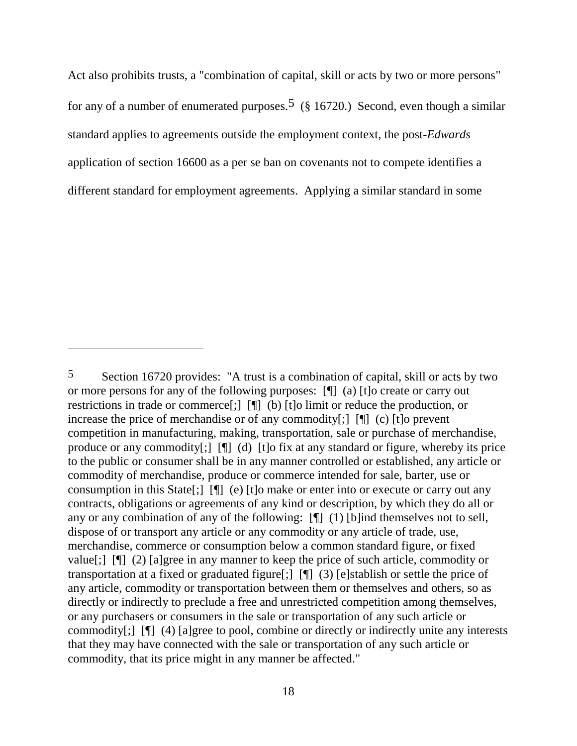Act also prohibits trusts, a "combination of capital, skill or acts by two or more persons" for any of a number of enumerated purposes.[5] (§ 16720.) Second, even though a similar standard applies to agreements outside the employment context, the post-*Edwards* application of section 16600 as a per se ban on covenants not to compete identifies a different standard for employment agreements. Applying a similar standard in some

---

[5] Section 16720 provides: "A trust is a combination of capital, skill or acts by two or more persons for any of the following purposes: [¶] (a) [t]o create or carry out restrictions in trade or commerce[;] [¶] (b) [t]o limit or reduce the production, or increase the price of merchandise or of any commodity[;] [¶] (c) [t]o prevent competition in manufacturing, making, transportation, sale or purchase of merchandise, produce or any commodity[;] [¶] (d) [t]o fix at any standard or figure, whereby its price to the public or consumer shall be in any manner controlled or established, any article or commodity of merchandise, produce or commerce intended for sale, barter, use or consumption in this State[;] [¶] (e) [t]o make or enter into or execute or carry out any contracts, obligations or agreements of any kind or description, by which they do all or any or any combination of any of the following: [¶] (1) [b]ind themselves not to sell, dispose of or transport any article or any commodity or any article of trade, use, merchandise, commerce or consumption below a common standard figure, or fixed value[;] [¶] (2) [a]gree in any manner to keep the price of such article, commodity or transportation at a fixed or graduated figure[;] [¶] (3) [e]stablish or settle the price of any article, commodity or transportation between them or themselves and others, so as directly or indirectly to preclude a free and unrestricted competition among themselves, or any purchasers or consumers in the sale or transportation of any such article or commodity[;] [¶] (4) [a]gree to pool, combine or directly or indirectly unite any interests that they may have connected with the sale or transportation of any such article or commodity, that its price might in any manner be affected."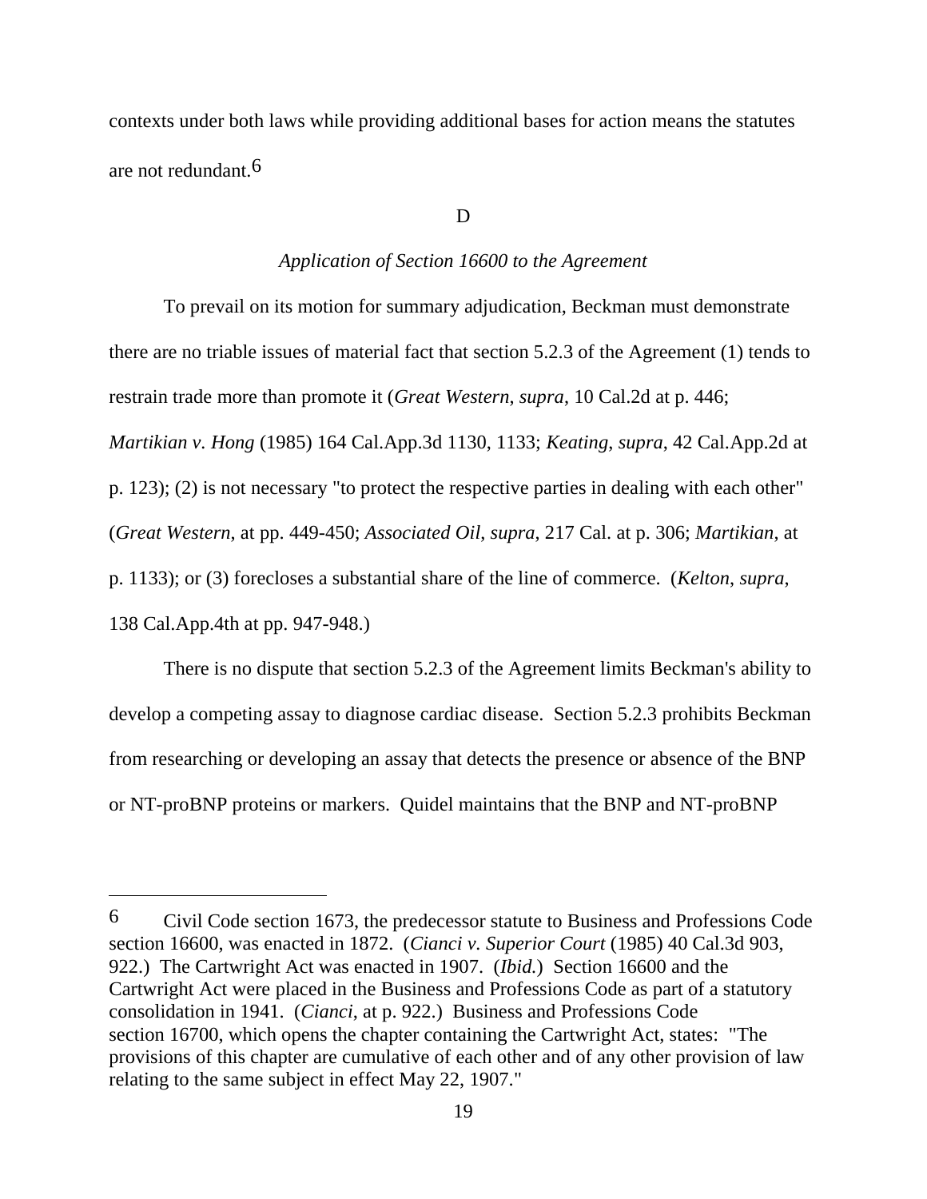contexts under both laws while providing additional bases for action means the statutes are not redundant.[6]

D

*Application of Section 16600 to the Agreement*

To prevail on its motion for summary adjudication, Beckman must demonstrate there are no triable issues of material fact that section 5.2.3 of the Agreement (1) tends to restrain trade more than promote it (*Great Western*, *supra*, 10 Cal.2d at p. 446; *Martikian v. Hong* (1985) 164 Cal.App.3d 1130, 1133; *Keating*, *supra*, 42 Cal.App.2d at p. 123); (2) is not necessary "to protect the respective parties in dealing with each other" (*Great Western*, at pp. 449-450; *Associated Oil*, *supra*, 217 Cal. at p. 306; *Martikian*, at p. 1133); or (3) forecloses a substantial share of the line of commerce. (*Kelton*, *supra*, 138 Cal.App.4th at pp. 947-948.)

There is no dispute that section 5.2.3 of the Agreement limits Beckman's ability to develop a competing assay to diagnose cardiac disease. Section 5.2.3 prohibits Beckman from researching or developing an assay that detects the presence or absence of the BNP or NT-proBNP proteins or markers. Quidel maintains that the BNP and NT-proBNP

---

[6] Civil Code section 1673, the predecessor statute to Business and Professions Code section 16600, was enacted in 1872. (*Cianci v. Superior Court* (1985) 40 Cal.3d 903, 922.) The Cartwright Act was enacted in 1907. (*Ibid.*) Section 16600 and the Cartwright Act were placed in the Business and Professions Code as part of a statutory consolidation in 1941. (*Cianci*, at p. 922.) Business and Professions Code section 16700, which opens the chapter containing the Cartwright Act, states: "The provisions of this chapter are cumulative of each other and of any other provision of law relating to the same subject in effect May 22, 1907."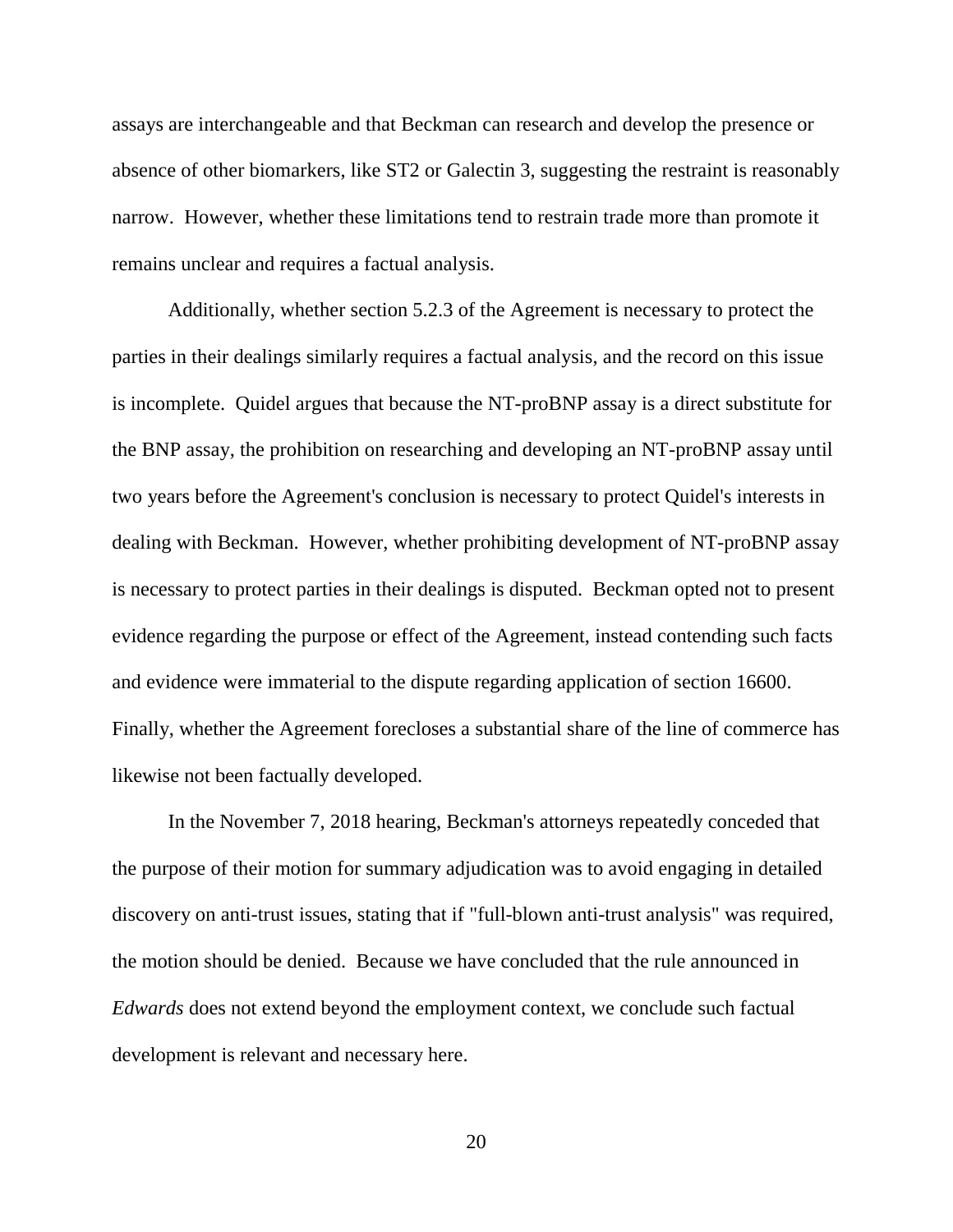assays are interchangeable and that Beckman can research and develop the presence or absence of other biomarkers, like ST2 or Galectin 3, suggesting the restraint is reasonably narrow. However, whether these limitations tend to restrain trade more than promote it remains unclear and requires a factual analysis.

Additionally, whether section 5.2.3 of the Agreement is necessary to protect the parties in their dealings similarly requires a factual analysis, and the record on this issue is incomplete. Quidel argues that because the NT-proBNP assay is a direct substitute for the BNP assay, the prohibition on researching and developing an NT-proBNP assay until two years before the Agreement's conclusion is necessary to protect Quidel's interests in dealing with Beckman. However, whether prohibiting development of NT-proBNP assay is necessary to protect parties in their dealings is disputed. Beckman opted not to present evidence regarding the purpose or effect of the Agreement, instead contending such facts and evidence were immaterial to the dispute regarding application of section 16600. Finally, whether the Agreement forecloses a substantial share of the line of commerce has likewise not been factually developed.

In the November 7, 2018 hearing, Beckman's attorneys repeatedly conceded that the purpose of their motion for summary adjudication was to avoid engaging in detailed discovery on anti-trust issues, stating that if "full-blown anti-trust analysis" was required, the motion should be denied. Because we have concluded that the rule announced in *Edwards* does not extend beyond the employment context, we conclude such factual development is relevant and necessary here.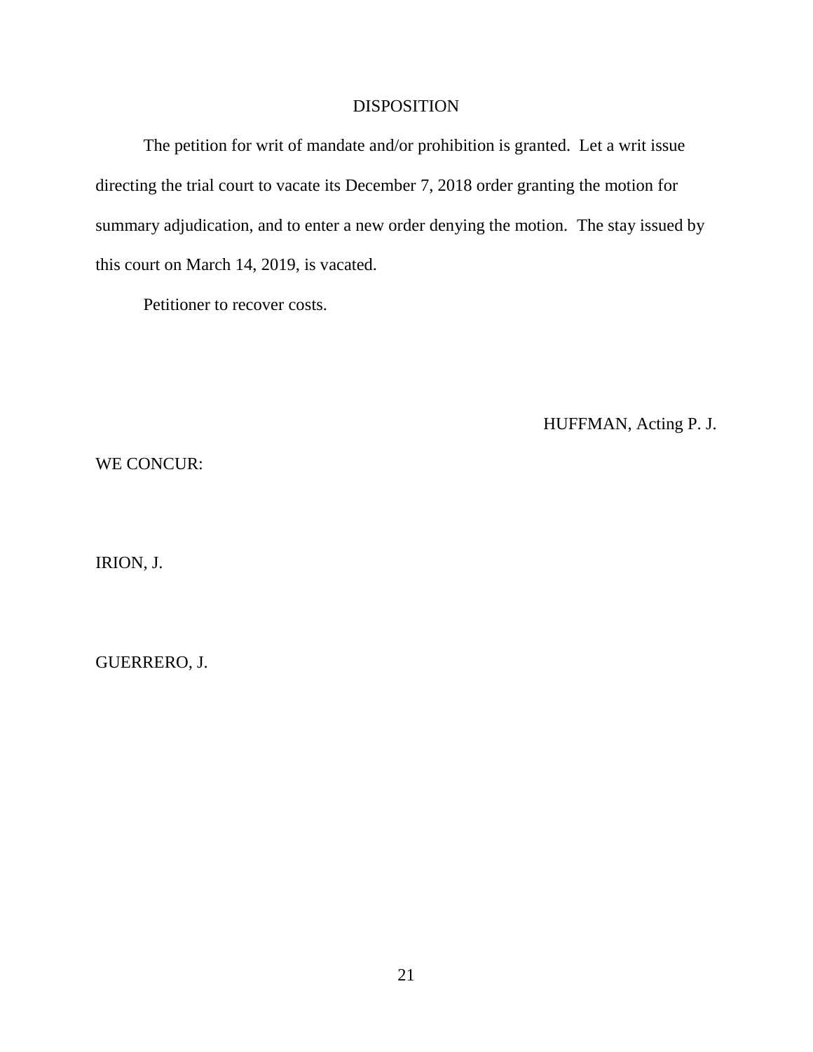## DISPOSITION

The petition for writ of mandate and/or prohibition is granted. Let a writ issue directing the trial court to vacate its December 7, 2018 order granting the motion for summary adjudication, and to enter a new order denying the motion. The stay issued by this court on March 14, 2019, is vacated.

Petitioner to recover costs.

HUFFMAN, Acting P. J.

WE CONCUR:

IRION, J.

GUERRERO, J.